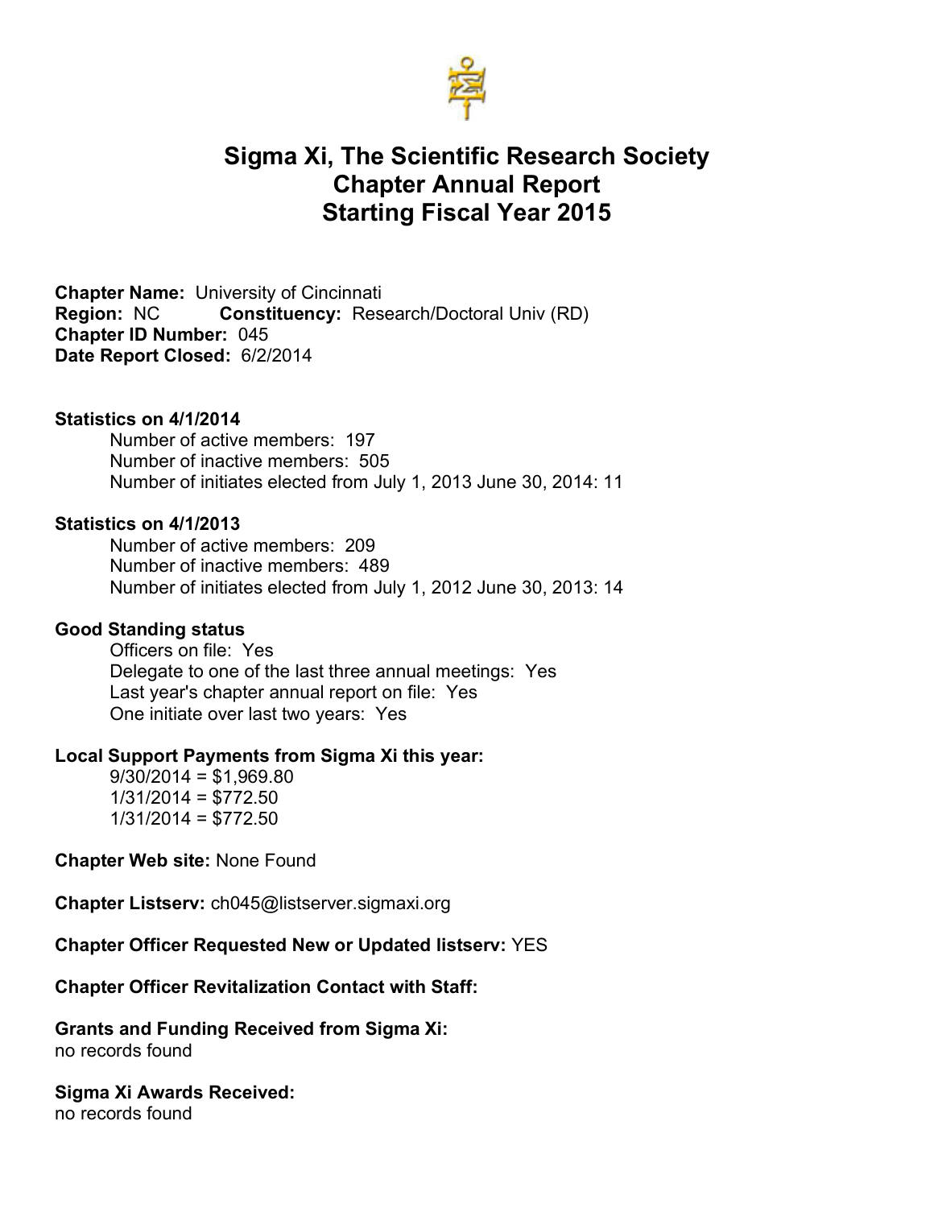# Sigma Xi, The Scientific Research Society
# Chapter Annual Report
# Starting Fiscal Year 2015

**Chapter Name:** University of Cincinnati
**Region:** NC **Constituency:** Research/Doctoral Univ (RD)
**Chapter ID Number:** 045
**Date Report Closed:** 6/2/2014

**Statistics on 4/1/2014**

Number of active members: 197
Number of inactive members: 505
Number of initiates elected from July 1, 2013 June 30, 2014: 11

**Statistics on 4/1/2013**

Number of active members: 209
Number of inactive members: 489
Number of initiates elected from July 1, 2012 June 30, 2013: 14

**Good Standing status**

Officers on file: Yes
Delegate to one of the last three annual meetings: Yes
Last year's chapter annual report on file: Yes
One initiate over last two years: Yes

**Local Support Payments from Sigma Xi this year:**

9/30/2014 = $1,969.80
1/31/2014 = $772.50
1/31/2014 = $772.50

**Chapter Web site:** None Found

**Chapter Listserv:** ch045@listserver.sigmaxi.org

**Chapter Officer Requested New or Updated listserv:** YES

**Chapter Officer Revitalization Contact with Staff:**

**Grants and Funding Received from Sigma Xi:**
no records found

**Sigma Xi Awards Received:**
no records found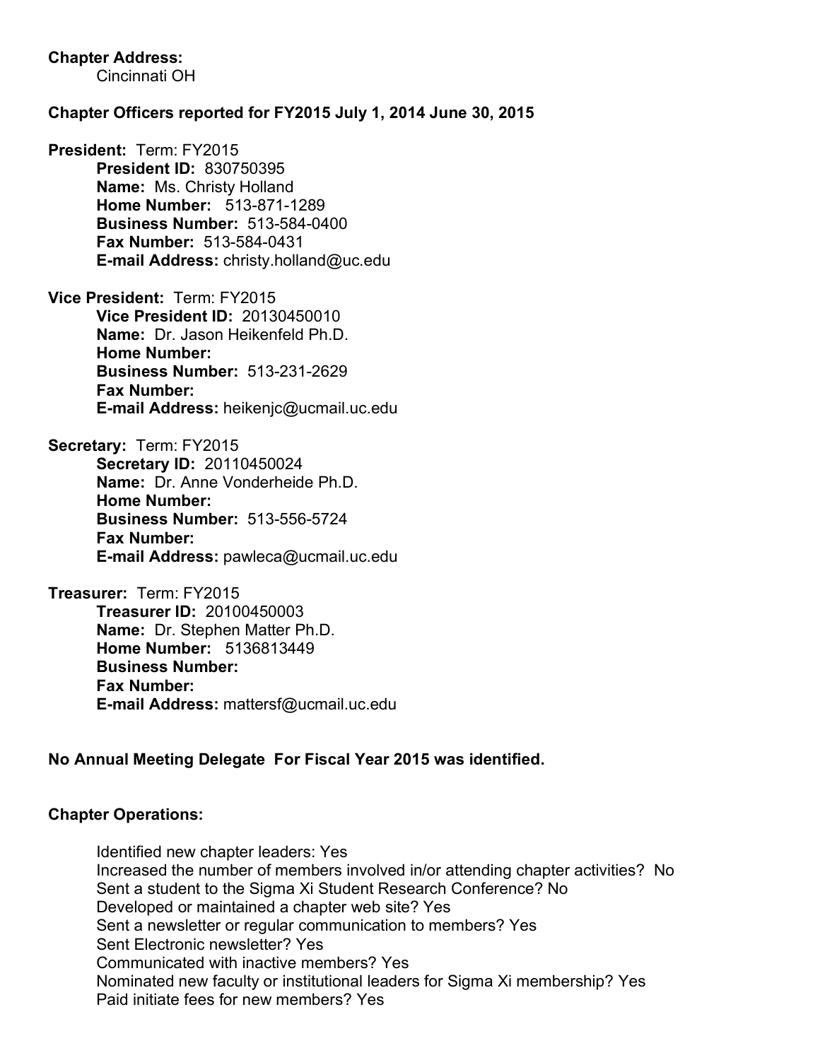**Chapter Address:**
Cincinnati OH

**Chapter Officers reported for FY2015 July 1, 2014 June 30, 2015**

**President:** Term: FY2015
**President ID:** 830750395
**Name:** Ms. Christy Holland
**Home Number:** 513-871-1289
**Business Number:** 513-584-0400
**Fax Number:** 513-584-0431
**E-mail Address:** christy.holland@uc.edu

**Vice President:** Term: FY2015
**Vice President ID:** 20130450010
**Name:** Dr. Jason Heikenfeld Ph.D.
**Home Number:**
**Business Number:** 513-231-2629
**Fax Number:**
**E-mail Address:** heikenjc@ucmail.uc.edu

**Secretary:** Term: FY2015
**Secretary ID:** 20110450024
**Name:** Dr. Anne Vonderheide Ph.D.
**Home Number:**
**Business Number:** 513-556-5724
**Fax Number:**
**E-mail Address:** pawleca@ucmail.uc.edu

**Treasurer:** Term: FY2015
**Treasurer ID:** 20100450003
**Name:** Dr. Stephen Matter Ph.D.
**Home Number:** 5136813449
**Business Number:**
**Fax Number:**
**E-mail Address:** mattersf@ucmail.uc.edu

**No Annual Meeting Delegate For Fiscal Year 2015 was identified.**

**Chapter Operations:**

Identified new chapter leaders: Yes
Increased the number of members involved in/or attending chapter activities? No
Sent a student to the Sigma Xi Student Research Conference? No
Developed or maintained a chapter web site? Yes
Sent a newsletter or regular communication to members? Yes
Sent Electronic newsletter? Yes
Communicated with inactive members? Yes
Nominated new faculty or institutional leaders for Sigma Xi membership? Yes
Paid initiate fees for new members? Yes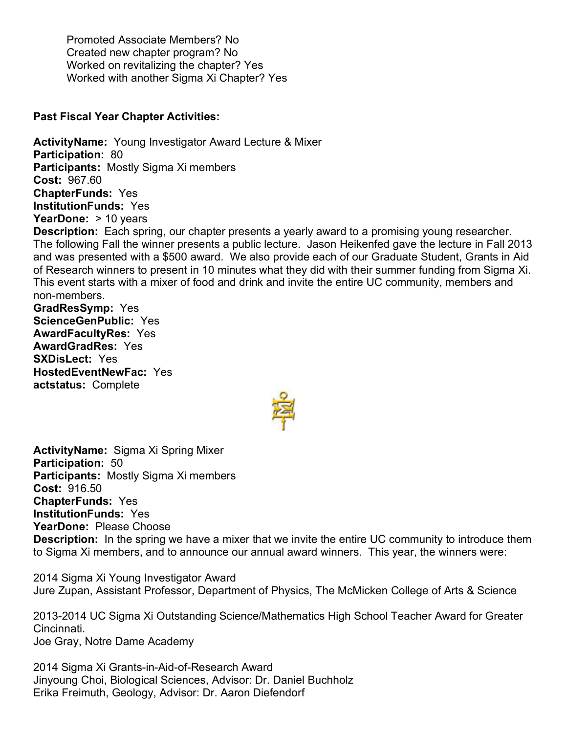Promoted Associate Members? No
Created new chapter program? No
Worked on revitalizing the chapter? Yes
Worked with another Sigma Xi Chapter? Yes

**Past Fiscal Year Chapter Activities:**

**ActivityName:** Young Investigator Award Lecture & Mixer
**Participation:** 80
**Participants:** Mostly Sigma Xi members
**Cost:** 967.60
**ChapterFunds:** Yes
**InstitutionFunds:** Yes
**YearDone:** > 10 years
**Description:** Each spring, our chapter presents a yearly award to a promising young researcher. The following Fall the winner presents a public lecture. Jason Heikenfed gave the lecture in Fall 2013 and was presented with a $500 award. We also provide each of our Graduate Student, Grants in Aid of Research winners to present in 10 minutes what they did with their summer funding from Sigma Xi. This event starts with a mixer of food and drink and invite the entire UC community, members and non-members.
**GradResSymp:** Yes
**ScienceGenPublic:** Yes
**AwardFacultyRes:** Yes
**AwardGradRes:** Yes
**SXDisLect:** Yes
**HostedEventNewFac:** Yes
**actstatus:** Complete

**ActivityName:** Sigma Xi Spring Mixer
**Participation:** 50
**Participants:** Mostly Sigma Xi members
**Cost:** 916.50
**ChapterFunds:** Yes
**InstitutionFunds:** Yes
**YearDone:** Please Choose
**Description:** In the spring we have a mixer that we invite the entire UC community to introduce them to Sigma Xi members, and to announce our annual award winners. This year, the winners were:

2014 Sigma Xi Young Investigator Award
Jure Zupan, Assistant Professor, Department of Physics, The McMicken College of Arts & Science

2013-2014 UC Sigma Xi Outstanding Science/Mathematics High School Teacher Award for Greater Cincinnati.
Joe Gray, Notre Dame Academy

2014 Sigma Xi Grants-in-Aid-of-Research Award
Jinyoung Choi, Biological Sciences, Advisor: Dr. Daniel Buchholz
Erika Freimuth, Geology, Advisor: Dr. Aaron Diefendorf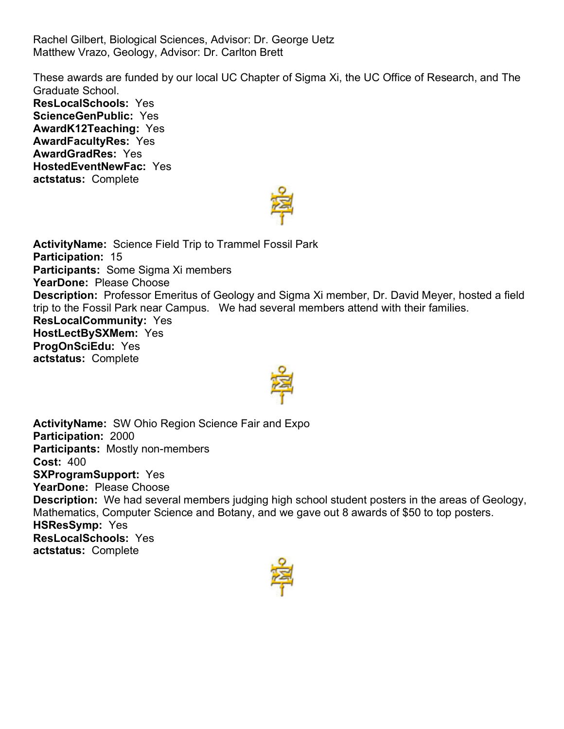Rachel Gilbert, Biological Sciences, Advisor: Dr. George Uetz
Matthew Vrazo, Geology, Advisor: Dr. Carlton Brett

These awards are funded by our local UC Chapter of Sigma Xi, the UC Office of Research, and The Graduate School.

**ResLocalSchools:** Yes
**ScienceGenPublic:** Yes
**AwardK12Teaching:** Yes
**AwardFacultyRes:** Yes
**AwardGradRes:** Yes
**HostedEventNewFac:** Yes
**actstatus:** Complete

**ActivityName:** Science Field Trip to Trammel Fossil Park
**Participation:** 15
**Participants:** Some Sigma Xi members
**YearDone:** Please Choose
**Description:** Professor Emeritus of Geology and Sigma Xi member, Dr. David Meyer, hosted a field trip to the Fossil Park near Campus. We had several members attend with their families.
**ResLocalCommunity:** Yes
**HostLectBySXMem:** Yes
**ProgOnSciEdu:** Yes
**actstatus:** Complete

**ActivityName:** SW Ohio Region Science Fair and Expo
**Participation:** 2000
**Participants:** Mostly non-members
**Cost:** 400
**SXProgramSupport:** Yes
**YearDone:** Please Choose
**Description:** We had several members judging high school student posters in the areas of Geology, Mathematics, Computer Science and Botany, and we gave out 8 awards of $50 to top posters.
**HSResSymp:** Yes
**ResLocalSchools:** Yes
**actstatus:** Complete